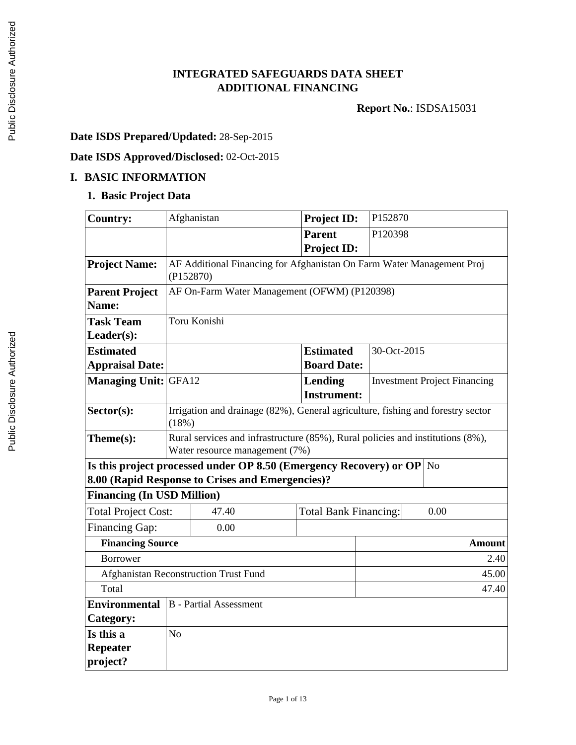# INTEGRATED SAFEGUARDS DATA SHEET
# ADDITIONAL FINANCING

**Report No.**: ISDSA15031

**Date ISDS Prepared/Updated:** 28-Sep-2015

**Date ISDS Approved/Disclosed:** 02-Oct-2015

## I. BASIC INFORMATION

### 1. Basic Project Data

| | | | |
|---|---|---|---|
| **Country:** | Afghanistan | **Project ID:** | P152870 |
| | | **Parent Project ID:** | P120398 |
| **Project Name:** | AF Additional Financing for Afghanistan On Farm Water Management Proj (P152870) | | |
| **Parent Project Name:** | AF On-Farm Water Management (OFWM) (P120398) | | |
| **Task Team Leader(s):** | Toru Konishi | | |
| **Estimated Appraisal Date:** | | **Estimated Board Date:** | 30-Oct-2015 |
| **Managing Unit:** | GFA12 | **Lending Instrument:** | Investment Project Financing |
| **Sector(s):** | Irrigation and drainage (82%), General agriculture, fishing and forestry sector (18%) | | |
| **Theme(s):** | Rural services and infrastructure (85%), Rural policies and institutions (8%), Water resource management (7%) | | |
| **Is this project processed under OP 8.50 (Emergency Recovery) or OP 8.00 (Rapid Response to Crises and Emergencies)?** | No | | |

**Financing (In USD Million)**

| | | | |
|---|---|---|---|
| Total Project Cost: | 47.40 | Total Bank Financing: | 0.00 |
| Financing Gap: | 0.00 | | |

| Financing Source | Amount |
|---|---:|
| Borrower | 2.40 |
| Afghanistan Reconstruction Trust Fund | 45.00 |
| Total | 47.40 |

| | |
|---|---|
| **Environmental Category:** | B - Partial Assessment |
| **Is this a Repeater project?** | No |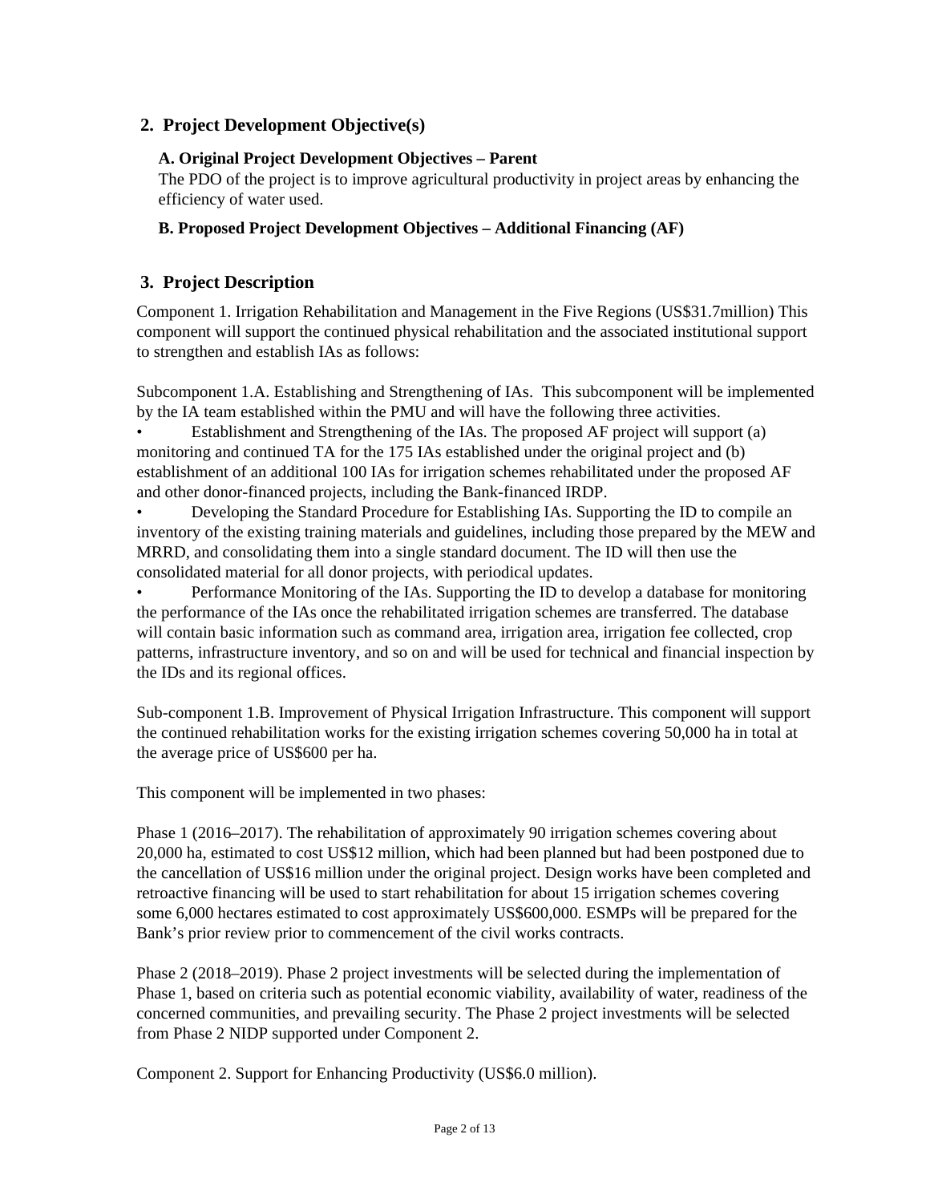## 2. Project Development Objective(s)

### A. Original Project Development Objectives – Parent

The PDO of the project is to improve agricultural productivity in project areas by enhancing the efficiency of water used.

### B. Proposed Project Development Objectives – Additional Financing (AF)

## 3. Project Description

Component 1. Irrigation Rehabilitation and Management in the Five Regions (US$31.7million) This component will support the continued physical rehabilitation and the associated institutional support to strengthen and establish IAs as follows:

Subcomponent 1.A. Establishing and Strengthening of IAs. This subcomponent will be implemented by the IA team established within the PMU and will have the following three activities.

- Establishment and Strengthening of the IAs. The proposed AF project will support (a) monitoring and continued TA for the 175 IAs established under the original project and (b) establishment of an additional 100 IAs for irrigation schemes rehabilitated under the proposed AF and other donor-financed projects, including the Bank-financed IRDP.
- Developing the Standard Procedure for Establishing IAs. Supporting the ID to compile an inventory of the existing training materials and guidelines, including those prepared by the MEW and MRRD, and consolidating them into a single standard document. The ID will then use the consolidated material for all donor projects, with periodical updates.
- Performance Monitoring of the IAs. Supporting the ID to develop a database for monitoring the performance of the IAs once the rehabilitated irrigation schemes are transferred. The database will contain basic information such as command area, irrigation area, irrigation fee collected, crop patterns, infrastructure inventory, and so on and will be used for technical and financial inspection by the IDs and its regional offices.

Sub-component 1.B. Improvement of Physical Irrigation Infrastructure. This component will support the continued rehabilitation works for the existing irrigation schemes covering 50,000 ha in total at the average price of US$600 per ha.

This component will be implemented in two phases:

Phase 1 (2016–2017). The rehabilitation of approximately 90 irrigation schemes covering about 20,000 ha, estimated to cost US$12 million, which had been planned but had been postponed due to the cancellation of US$16 million under the original project. Design works have been completed and retroactive financing will be used to start rehabilitation for about 15 irrigation schemes covering some 6,000 hectares estimated to cost approximately US$600,000. ESMPs will be prepared for the Bank's prior review prior to commencement of the civil works contracts.

Phase 2 (2018–2019). Phase 2 project investments will be selected during the implementation of Phase 1, based on criteria such as potential economic viability, availability of water, readiness of the concerned communities, and prevailing security. The Phase 2 project investments will be selected from Phase 2 NIDP supported under Component 2.

Component 2. Support for Enhancing Productivity (US$6.0 million).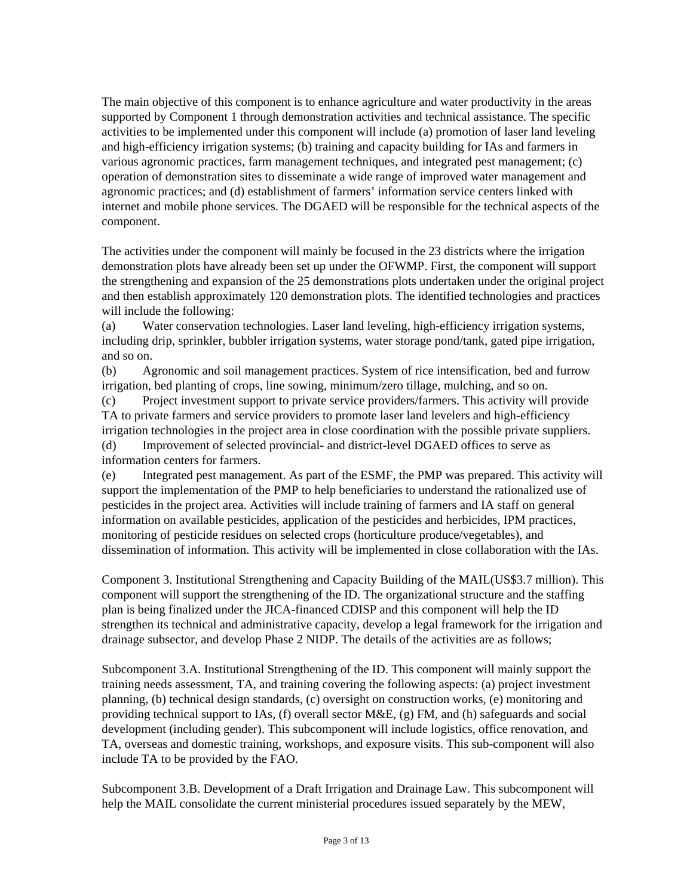The main objective of this component is to enhance agriculture and water productivity in the areas supported by Component 1 through demonstration activities and technical assistance. The specific activities to be implemented under this component will include (a) promotion of laser land leveling and high-efficiency irrigation systems; (b) training and capacity building for IAs and farmers in various agronomic practices, farm management techniques, and integrated pest management; (c) operation of demonstration sites to disseminate a wide range of improved water management and agronomic practices; and (d) establishment of farmers' information service centers linked with internet and mobile phone services. The DGAED will be responsible for the technical aspects of the component.

The activities under the component will mainly be focused in the 23 districts where the irrigation demonstration plots have already been set up under the OFWMP. First, the component will support the strengthening and expansion of the 25 demonstrations plots undertaken under the original project and then establish approximately 120 demonstration plots. The identified technologies and practices will include the following:

(a) Water conservation technologies. Laser land leveling, high-efficiency irrigation systems, including drip, sprinkler, bubbler irrigation systems, water storage pond/tank, gated pipe irrigation, and so on.

(b) Agronomic and soil management practices. System of rice intensification, bed and furrow irrigation, bed planting of crops, line sowing, minimum/zero tillage, mulching, and so on.

(c) Project investment support to private service providers/farmers. This activity will provide TA to private farmers and service providers to promote laser land levelers and high-efficiency irrigation technologies in the project area in close coordination with the possible private suppliers.

(d) Improvement of selected provincial- and district-level DGAED offices to serve as information centers for farmers.

(e) Integrated pest management. As part of the ESMF, the PMP was prepared. This activity will support the implementation of the PMP to help beneficiaries to understand the rationalized use of pesticides in the project area. Activities will include training of farmers and IA staff on general information on available pesticides, application of the pesticides and herbicides, IPM practices, monitoring of pesticide residues on selected crops (horticulture produce/vegetables), and dissemination of information. This activity will be implemented in close collaboration with the IAs.

Component 3. Institutional Strengthening and Capacity Building of the MAIL(US$3.7 million). This component will support the strengthening of the ID. The organizational structure and the staffing plan is being finalized under the JICA-financed CDISP and this component will help the ID strengthen its technical and administrative capacity, develop a legal framework for the irrigation and drainage subsector, and develop Phase 2 NIDP. The details of the activities are as follows;

Subcomponent 3.A. Institutional Strengthening of the ID. This component will mainly support the training needs assessment, TA, and training covering the following aspects: (a) project investment planning, (b) technical design standards, (c) oversight on construction works, (e) monitoring and providing technical support to IAs, (f) overall sector M&E, (g) FM, and (h) safeguards and social development (including gender). This subcomponent will include logistics, office renovation, and TA, overseas and domestic training, workshops, and exposure visits. This sub-component will also include TA to be provided by the FAO.

Subcomponent 3.B. Development of a Draft Irrigation and Drainage Law. This subcomponent will help the MAIL consolidate the current ministerial procedures issued separately by the MEW,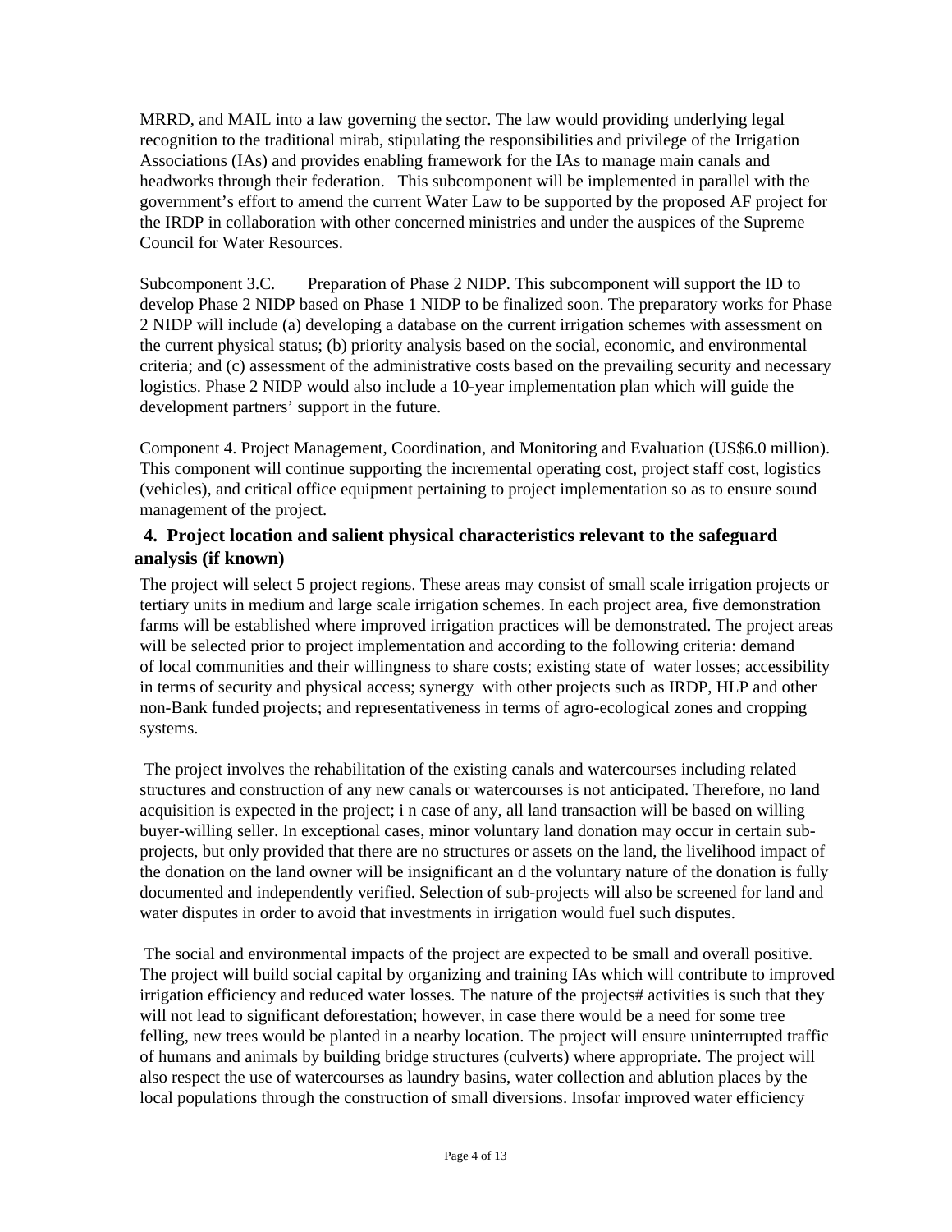MRRD, and MAIL into a law governing the sector. The law would providing underlying legal recognition to the traditional mirab, stipulating the responsibilities and privilege of the Irrigation Associations (IAs) and provides enabling framework for the IAs to manage main canals and headworks through their federation. This subcomponent will be implemented in parallel with the government's effort to amend the current Water Law to be supported by the proposed AF project for the IRDP in collaboration with other concerned ministries and under the auspices of the Supreme Council for Water Resources.

Subcomponent 3.C. Preparation of Phase 2 NIDP. This subcomponent will support the ID to develop Phase 2 NIDP based on Phase 1 NIDP to be finalized soon. The preparatory works for Phase 2 NIDP will include (a) developing a database on the current irrigation schemes with assessment on the current physical status; (b) priority analysis based on the social, economic, and environmental criteria; and (c) assessment of the administrative costs based on the prevailing security and necessary logistics. Phase 2 NIDP would also include a 10-year implementation plan which will guide the development partners' support in the future.

Component 4. Project Management, Coordination, and Monitoring and Evaluation (US$6.0 million). This component will continue supporting the incremental operating cost, project staff cost, logistics (vehicles), and critical office equipment pertaining to project implementation so as to ensure sound management of the project.

## 4. Project location and salient physical characteristics relevant to the safeguard analysis (if known)

The project will select 5 project regions. These areas may consist of small scale irrigation projects or tertiary units in medium and large scale irrigation schemes. In each project area, five demonstration farms will be established where improved irrigation practices will be demonstrated. The project areas will be selected prior to project implementation and according to the following criteria: demand of local communities and their willingness to share costs; existing state of water losses; accessibility in terms of security and physical access; synergy with other projects such as IRDP, HLP and other non-Bank funded projects; and representativeness in terms of agro-ecological zones and cropping systems.

The project involves the rehabilitation of the existing canals and watercourses including related structures and construction of any new canals or watercourses is not anticipated. Therefore, no land acquisition is expected in the project; i n case of any, all land transaction will be based on willing buyer-willing seller. In exceptional cases, minor voluntary land donation may occur in certain sub-projects, but only provided that there are no structures or assets on the land, the livelihood impact of the donation on the land owner will be insignificant an d the voluntary nature of the donation is fully documented and independently verified. Selection of sub-projects will also be screened for land and water disputes in order to avoid that investments in irrigation would fuel such disputes.

The social and environmental impacts of the project are expected to be small and overall positive. The project will build social capital by organizing and training IAs which will contribute to improved irrigation efficiency and reduced water losses. The nature of the projects# activities is such that they will not lead to significant deforestation; however, in case there would be a need for some tree felling, new trees would be planted in a nearby location. The project will ensure uninterrupted traffic of humans and animals by building bridge structures (culverts) where appropriate. The project will also respect the use of watercourses as laundry basins, water collection and ablution places by the local populations through the construction of small diversions. Insofar improved water efficiency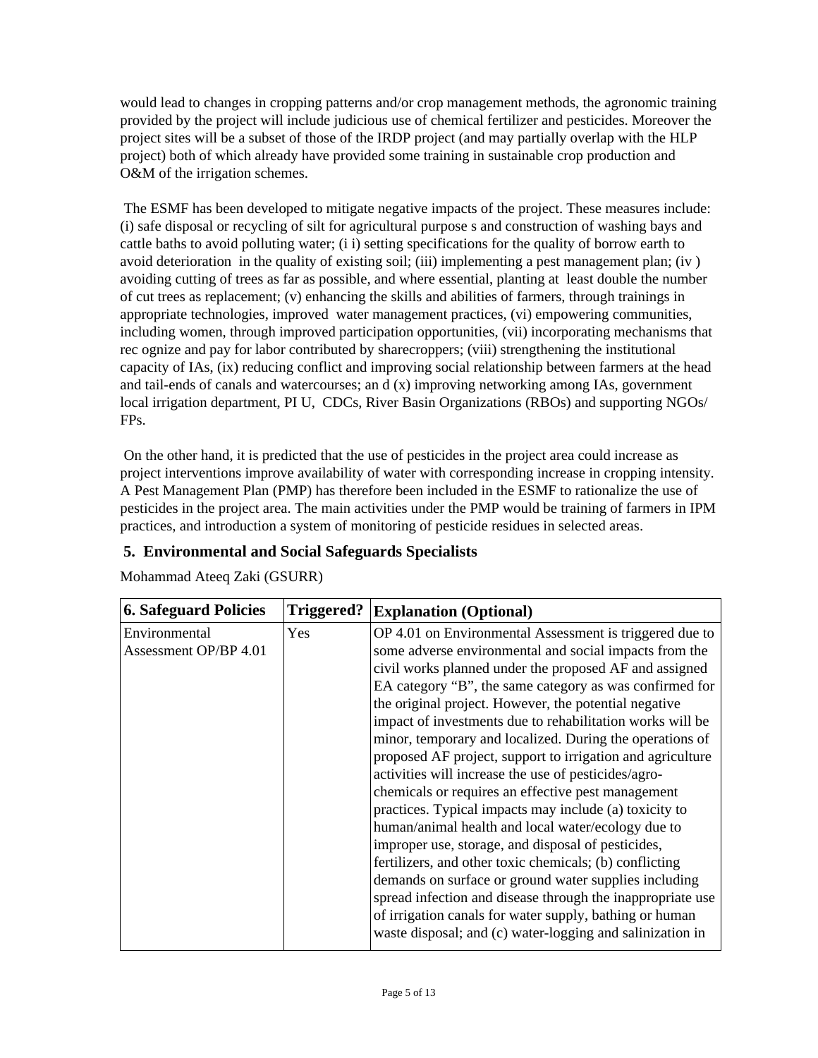would lead to changes in cropping patterns and/or crop management methods, the agronomic training provided by the project will include judicious use of chemical fertilizer and pesticides. Moreover the project sites will be a subset of those of the IRDP project (and may partially overlap with the HLP project) both of which already have provided some training in sustainable crop production and O&M of the irrigation schemes.

The ESMF has been developed to mitigate negative impacts of the project. These measures include: (i) safe disposal or recycling of silt for agricultural purpose s and construction of washing bays and cattle baths to avoid polluting water; (i i) setting specifications for the quality of borrow earth to avoid deterioration in the quality of existing soil; (iii) implementing a pest management plan; (iv ) avoiding cutting of trees as far as possible, and where essential, planting at least double the number of cut trees as replacement; (v) enhancing the skills and abilities of farmers, through trainings in appropriate technologies, improved water management practices, (vi) empowering communities, including women, through improved participation opportunities, (vii) incorporating mechanisms that rec ognize and pay for labor contributed by sharecroppers; (viii) strengthening the institutional capacity of IAs, (ix) reducing conflict and improving social relationship between farmers at the head and tail-ends of canals and watercourses; an d (x) improving networking among IAs, government local irrigation department, PI U, CDCs, River Basin Organizations (RBOs) and supporting NGOs/ FPs.

On the other hand, it is predicted that the use of pesticides in the project area could increase as project interventions improve availability of water with corresponding increase in cropping intensity. A Pest Management Plan (PMP) has therefore been included in the ESMF to rationalize the use of pesticides in the project area. The main activities under the PMP would be training of farmers in IPM practices, and introduction a system of monitoring of pesticide residues in selected areas.

## 5. Environmental and Social Safeguards Specialists

Mohammad Ateeq Zaki (GSURR)

| 6. Safeguard Policies | Triggered? | Explanation (Optional) |
|---|---|---|
| Environmental Assessment OP/BP 4.01 | Yes | OP 4.01 on Environmental Assessment is triggered due to some adverse environmental and social impacts from the civil works planned under the proposed AF and assigned EA category "B", the same category as was confirmed for the original project. However, the potential negative impact of investments due to rehabilitation works will be minor, temporary and localized. During the operations of proposed AF project, support to irrigation and agriculture activities will increase the use of pesticides/agro-chemicals or requires an effective pest management practices. Typical impacts may include (a) toxicity to human/animal health and local water/ecology due to improper use, storage, and disposal of pesticides, fertilizers, and other toxic chemicals; (b) conflicting demands on surface or ground water supplies including spread infection and disease through the inappropriate use of irrigation canals for water supply, bathing or human waste disposal; and (c) water-logging and salinization in |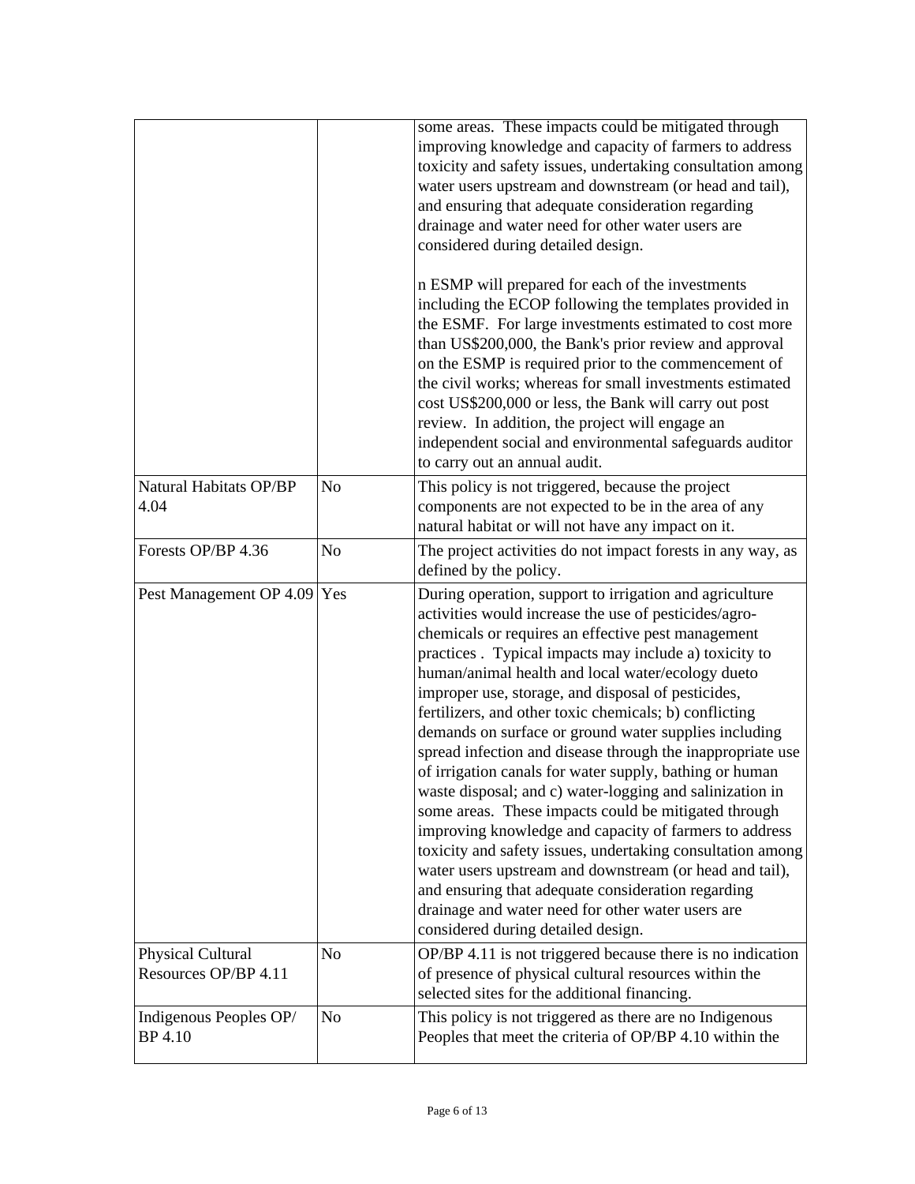| | | |
|---|---|---|
| | | some areas. These impacts could be mitigated through improving knowledge and capacity of farmers to address toxicity and safety issues, undertaking consultation among water users upstream and downstream (or head and tail), and ensuring that adequate consideration regarding drainage and water need for other water users are considered during detailed design.<br><br>n ESMP will prepared for each of the investments including the ECOP following the templates provided in the ESMF. For large investments estimated to cost more than US$200,000, the Bank's prior review and approval on the ESMP is required prior to the commencement of the civil works; whereas for small investments estimated cost US$200,000 or less, the Bank will carry out post review. In addition, the project will engage an independent social and environmental safeguards auditor to carry out an annual audit. |
| Natural Habitats OP/BP 4.04 | No | This policy is not triggered, because the project components are not expected to be in the area of any natural habitat or will not have any impact on it. |
| Forests OP/BP 4.36 | No | The project activities do not impact forests in any way, as defined by the policy. |
| Pest Management OP 4.09 | Yes | During operation, support to irrigation and agriculture activities would increase the use of pesticides/agro-chemicals or requires an effective pest management practices . Typical impacts may include a) toxicity to human/animal health and local water/ecology dueto improper use, storage, and disposal of pesticides, fertilizers, and other toxic chemicals; b) conflicting demands on surface or ground water supplies including spread infection and disease through the inappropriate use of irrigation canals for water supply, bathing or human waste disposal; and c) water-logging and salinization in some areas. These impacts could be mitigated through improving knowledge and capacity of farmers to address toxicity and safety issues, undertaking consultation among water users upstream and downstream (or head and tail), and ensuring that adequate consideration regarding drainage and water need for other water users are considered during detailed design. |
| Physical Cultural Resources OP/BP 4.11 | No | OP/BP 4.11 is not triggered because there is no indication of presence of physical cultural resources within the selected sites for the additional financing. |
| Indigenous Peoples OP/ BP 4.10 | No | This policy is not triggered as there are no Indigenous Peoples that meet the criteria of OP/BP 4.10 within the |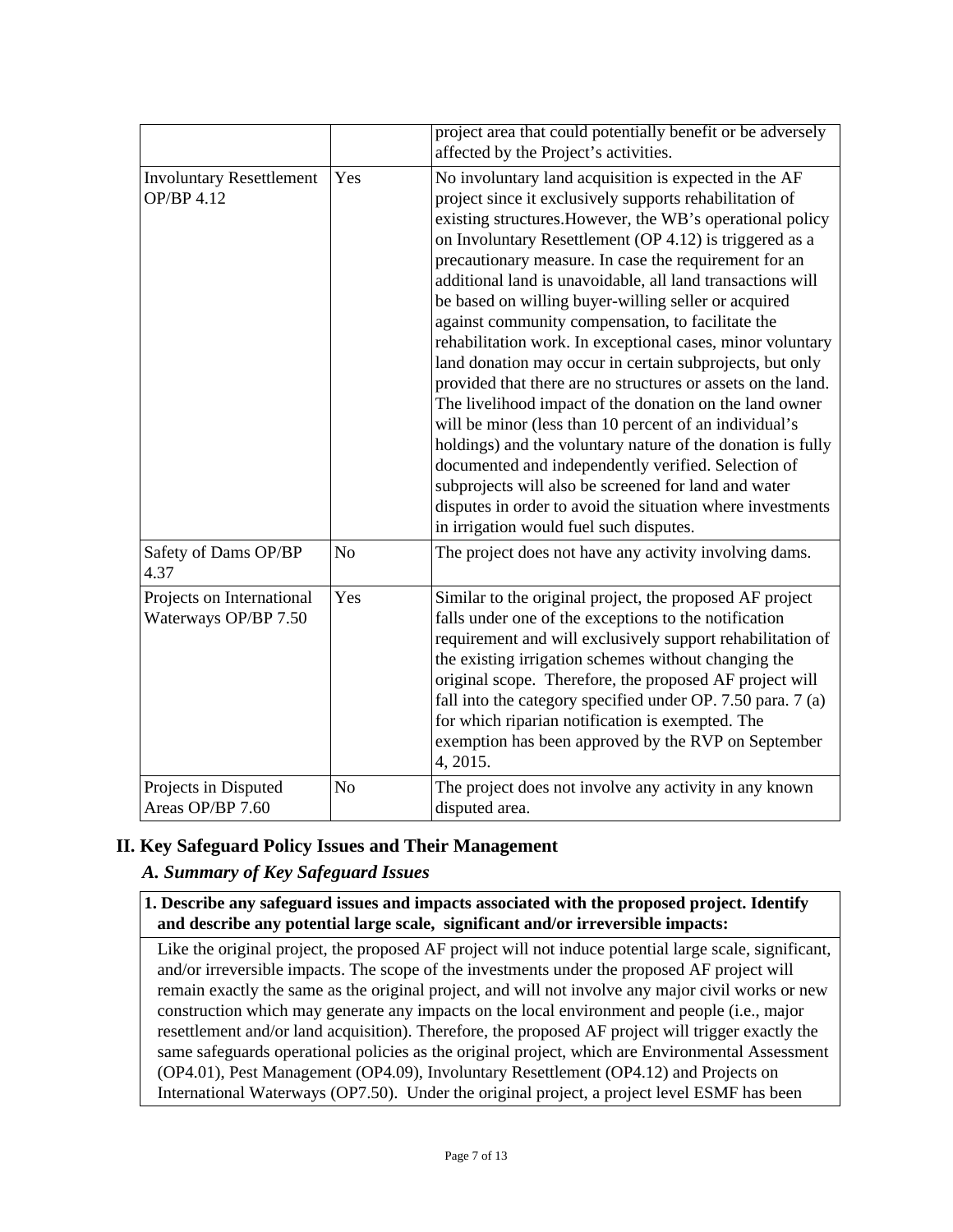| | | |
|---|---|---|
| | | project area that could potentially benefit or be adversely affected by the Project's activities. |
| Involuntary Resettlement OP/BP 4.12 | Yes | No involuntary land acquisition is expected in the AF project since it exclusively supports rehabilitation of existing structures.However, the WB's operational policy on Involuntary Resettlement (OP 4.12) is triggered as a precautionary measure. In case the requirement for an additional land is unavoidable, all land transactions will be based on willing buyer-willing seller or acquired against community compensation, to facilitate the rehabilitation work. In exceptional cases, minor voluntary land donation may occur in certain subprojects, but only provided that there are no structures or assets on the land. The livelihood impact of the donation on the land owner will be minor (less than 10 percent of an individual's holdings) and the voluntary nature of the donation is fully documented and independently verified. Selection of subprojects will also be screened for land and water disputes in order to avoid the situation where investments in irrigation would fuel such disputes. |
| Safety of Dams OP/BP 4.37 | No | The project does not have any activity involving dams. |
| Projects on International Waterways OP/BP 7.50 | Yes | Similar to the original project, the proposed AF project falls under one of the exceptions to the notification requirement and will exclusively support rehabilitation of the existing irrigation schemes without changing the original scope. Therefore, the proposed AF project will fall into the category specified under OP. 7.50 para. 7 (a) for which riparian notification is exempted. The exemption has been approved by the RVP on September 4, 2015. |
| Projects in Disputed Areas OP/BP 7.60 | No | The project does not involve any activity in any known disputed area. |

## II. Key Safeguard Policy Issues and Their Management

### *A. Summary of Key Safeguard Issues*

**1. Describe any safeguard issues and impacts associated with the proposed project. Identify and describe any potential large scale, significant and/or irreversible impacts:**

Like the original project, the proposed AF project will not induce potential large scale, significant, and/or irreversible impacts. The scope of the investments under the proposed AF project will remain exactly the same as the original project, and will not involve any major civil works or new construction which may generate any impacts on the local environment and people (i.e., major resettlement and/or land acquisition). Therefore, the proposed AF project will trigger exactly the same safeguards operational policies as the original project, which are Environmental Assessment (OP4.01), Pest Management (OP4.09), Involuntary Resettlement (OP4.12) and Projects on International Waterways (OP7.50). Under the original project, a project level ESMF has been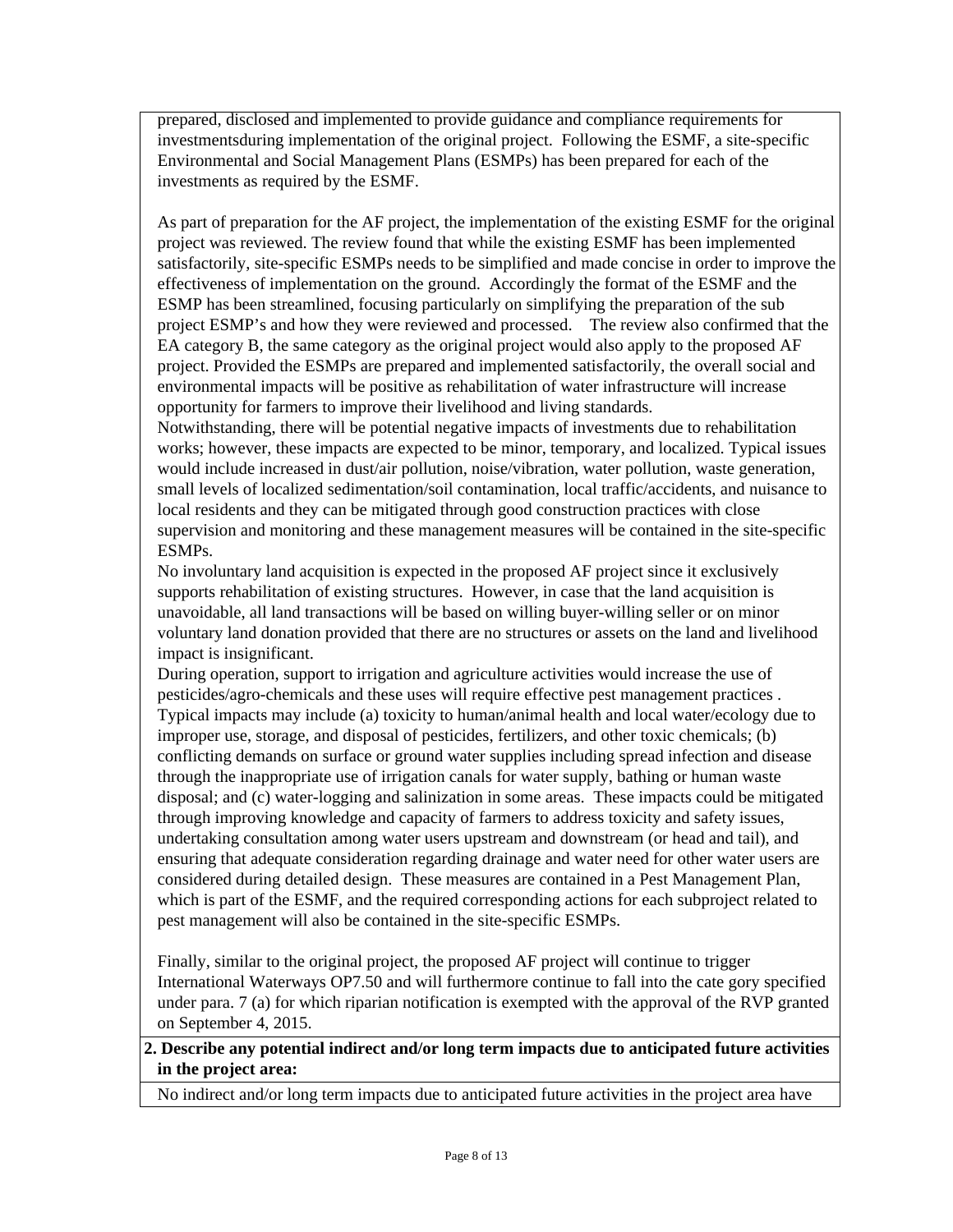prepared, disclosed and implemented to provide guidance and compliance requirements for investmentsduring implementation of the original project. Following the ESMF, a site-specific Environmental and Social Management Plans (ESMPs) has been prepared for each of the investments as required by the ESMF.

As part of preparation for the AF project, the implementation of the existing ESMF for the original project was reviewed. The review found that while the existing ESMF has been implemented satisfactorily, site-specific ESMPs needs to be simplified and made concise in order to improve the effectiveness of implementation on the ground. Accordingly the format of the ESMF and the ESMP has been streamlined, focusing particularly on simplifying the preparation of the sub project ESMP's and how they were reviewed and processed. The review also confirmed that the EA category B, the same category as the original project would also apply to the proposed AF project. Provided the ESMPs are prepared and implemented satisfactorily, the overall social and environmental impacts will be positive as rehabilitation of water infrastructure will increase opportunity for farmers to improve their livelihood and living standards.

Notwithstanding, there will be potential negative impacts of investments due to rehabilitation works; however, these impacts are expected to be minor, temporary, and localized. Typical issues would include increased in dust/air pollution, noise/vibration, water pollution, waste generation, small levels of localized sedimentation/soil contamination, local traffic/accidents, and nuisance to local residents and they can be mitigated through good construction practices with close supervision and monitoring and these management measures will be contained in the site-specific ESMPs.

No involuntary land acquisition is expected in the proposed AF project since it exclusively supports rehabilitation of existing structures. However, in case that the land acquisition is unavoidable, all land transactions will be based on willing buyer-willing seller or on minor voluntary land donation provided that there are no structures or assets on the land and livelihood impact is insignificant.

During operation, support to irrigation and agriculture activities would increase the use of pesticides/agro-chemicals and these uses will require effective pest management practices . Typical impacts may include (a) toxicity to human/animal health and local water/ecology due to improper use, storage, and disposal of pesticides, fertilizers, and other toxic chemicals; (b) conflicting demands on surface or ground water supplies including spread infection and disease through the inappropriate use of irrigation canals for water supply, bathing or human waste disposal; and (c) water-logging and salinization in some areas. These impacts could be mitigated through improving knowledge and capacity of farmers to address toxicity and safety issues, undertaking consultation among water users upstream and downstream (or head and tail), and ensuring that adequate consideration regarding drainage and water need for other water users are considered during detailed design. These measures are contained in a Pest Management Plan, which is part of the ESMF, and the required corresponding actions for each subproject related to pest management will also be contained in the site-specific ESMPs.

Finally, similar to the original project, the proposed AF project will continue to trigger International Waterways OP7.50 and will furthermore continue to fall into the cate gory specified under para. 7 (a) for which riparian notification is exempted with the approval of the RVP granted on September 4, 2015.

**2. Describe any potential indirect and/or long term impacts due to anticipated future activities in the project area:**

No indirect and/or long term impacts due to anticipated future activities in the project area have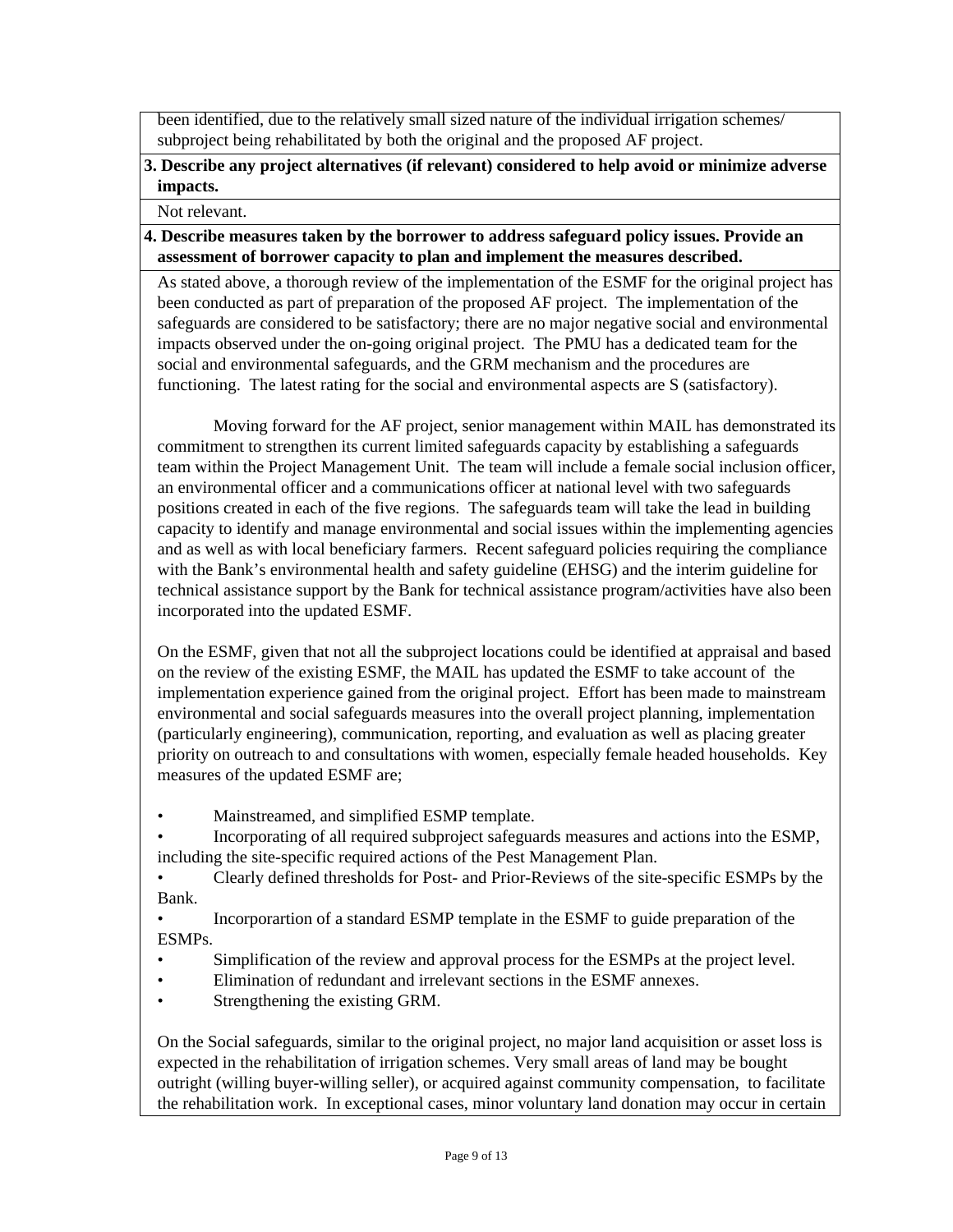been identified, due to the relatively small sized nature of the individual irrigation schemes/ subproject being rehabilitated by both the original and the proposed AF project.

**3. Describe any project alternatives (if relevant) considered to help avoid or minimize adverse impacts.**

Not relevant.

**4. Describe measures taken by the borrower to address safeguard policy issues. Provide an assessment of borrower capacity to plan and implement the measures described.**

As stated above, a thorough review of the implementation of the ESMF for the original project has been conducted as part of preparation of the proposed AF project. The implementation of the safeguards are considered to be satisfactory; there are no major negative social and environmental impacts observed under the on-going original project. The PMU has a dedicated team for the social and environmental safeguards, and the GRM mechanism and the procedures are functioning. The latest rating for the social and environmental aspects are S (satisfactory).

Moving forward for the AF project, senior management within MAIL has demonstrated its commitment to strengthen its current limited safeguards capacity by establishing a safeguards team within the Project Management Unit. The team will include a female social inclusion officer, an environmental officer and a communications officer at national level with two safeguards positions created in each of the five regions. The safeguards team will take the lead in building capacity to identify and manage environmental and social issues within the implementing agencies and as well as with local beneficiary farmers. Recent safeguard policies requiring the compliance with the Bank's environmental health and safety guideline (EHSG) and the interim guideline for technical assistance support by the Bank for technical assistance program/activities have also been incorporated into the updated ESMF.

On the ESMF, given that not all the subproject locations could be identified at appraisal and based on the review of the existing ESMF, the MAIL has updated the ESMF to take account of the implementation experience gained from the original project. Effort has been made to mainstream environmental and social safeguards measures into the overall project planning, implementation (particularly engineering), communication, reporting, and evaluation as well as placing greater priority on outreach to and consultations with women, especially female headed households. Key measures of the updated ESMF are;

- Mainstreamed, and simplified ESMP template.
- Incorporating of all required subproject safeguards measures and actions into the ESMP, including the site-specific required actions of the Pest Management Plan.
- Clearly defined thresholds for Post- and Prior-Reviews of the site-specific ESMPs by the Bank.
- Incorporartion of a standard ESMP template in the ESMF to guide preparation of the ESMPs.
- Simplification of the review and approval process for the ESMPs at the project level.
- Elimination of redundant and irrelevant sections in the ESMF annexes.
- Strengthening the existing GRM.

On the Social safeguards, similar to the original project, no major land acquisition or asset loss is expected in the rehabilitation of irrigation schemes. Very small areas of land may be bought outright (willing buyer-willing seller), or acquired against community compensation, to facilitate the rehabilitation work. In exceptional cases, minor voluntary land donation may occur in certain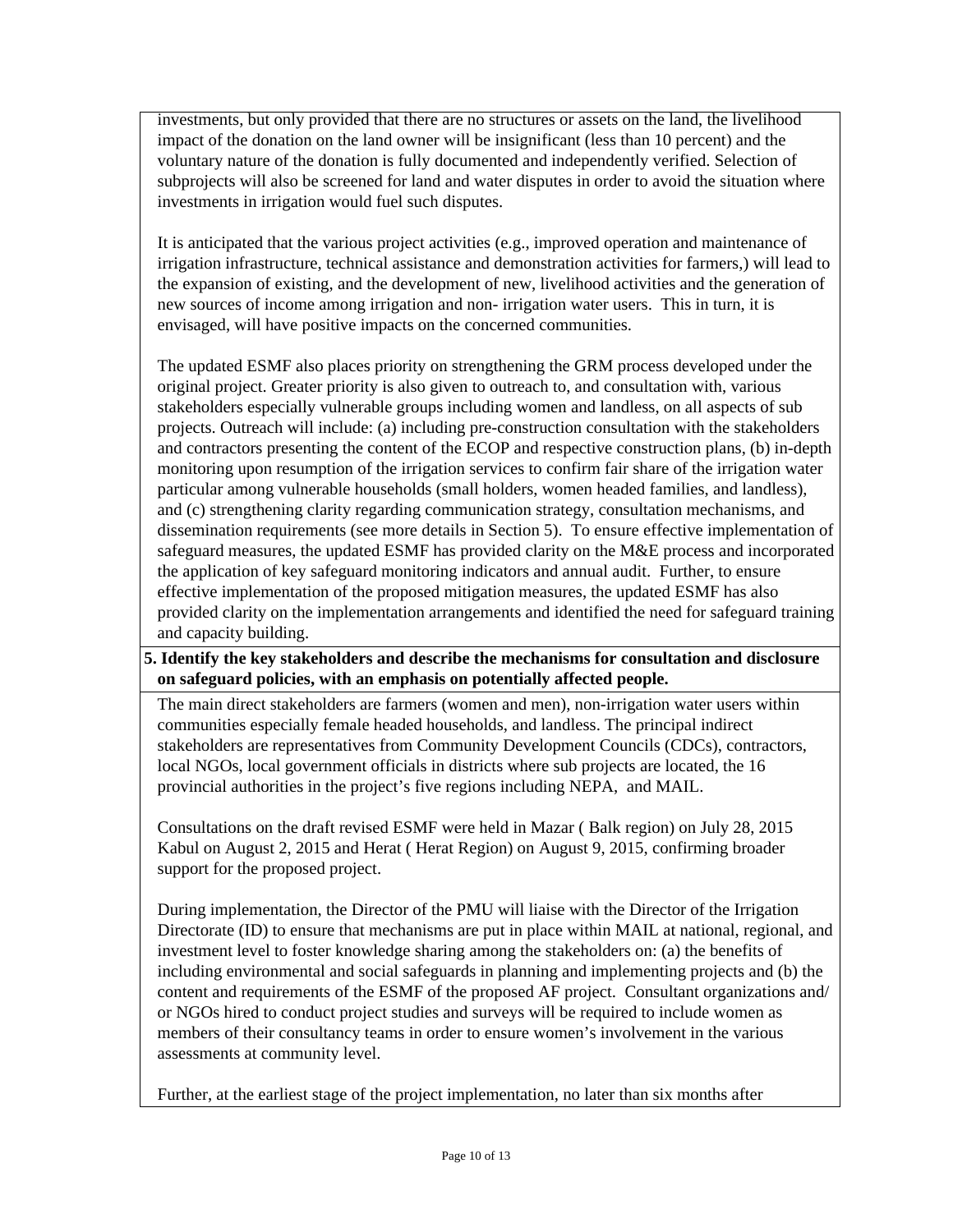investments, but only provided that there are no structures or assets on the land, the livelihood impact of the donation on the land owner will be insignificant (less than 10 percent) and the voluntary nature of the donation is fully documented and independently verified. Selection of subprojects will also be screened for land and water disputes in order to avoid the situation where investments in irrigation would fuel such disputes.

It is anticipated that the various project activities (e.g., improved operation and maintenance of irrigation infrastructure, technical assistance and demonstration activities for farmers,) will lead to the expansion of existing, and the development of new, livelihood activities and the generation of new sources of income among irrigation and non- irrigation water users. This in turn, it is envisaged, will have positive impacts on the concerned communities.

The updated ESMF also places priority on strengthening the GRM process developed under the original project. Greater priority is also given to outreach to, and consultation with, various stakeholders especially vulnerable groups including women and landless, on all aspects of sub projects. Outreach will include: (a) including pre-construction consultation with the stakeholders and contractors presenting the content of the ECOP and respective construction plans, (b) in-depth monitoring upon resumption of the irrigation services to confirm fair share of the irrigation water particular among vulnerable households (small holders, women headed families, and landless), and (c) strengthening clarity regarding communication strategy, consultation mechanisms, and dissemination requirements (see more details in Section 5). To ensure effective implementation of safeguard measures, the updated ESMF has provided clarity on the M&E process and incorporated the application of key safeguard monitoring indicators and annual audit. Further, to ensure effective implementation of the proposed mitigation measures, the updated ESMF has also provided clarity on the implementation arrangements and identified the need for safeguard training and capacity building.

**5. Identify the key stakeholders and describe the mechanisms for consultation and disclosure on safeguard policies, with an emphasis on potentially affected people.**

The main direct stakeholders are farmers (women and men), non-irrigation water users within communities especially female headed households, and landless. The principal indirect stakeholders are representatives from Community Development Councils (CDCs), contractors, local NGOs, local government officials in districts where sub projects are located, the 16 provincial authorities in the project's five regions including NEPA, and MAIL.

Consultations on the draft revised ESMF were held in Mazar ( Balk region) on July 28, 2015 Kabul on August 2, 2015 and Herat ( Herat Region) on August 9, 2015, confirming broader support for the proposed project.

During implementation, the Director of the PMU will liaise with the Director of the Irrigation Directorate (ID) to ensure that mechanisms are put in place within MAIL at national, regional, and investment level to foster knowledge sharing among the stakeholders on: (a) the benefits of including environmental and social safeguards in planning and implementing projects and (b) the content and requirements of the ESMF of the proposed AF project. Consultant organizations and/ or NGOs hired to conduct project studies and surveys will be required to include women as members of their consultancy teams in order to ensure women's involvement in the various assessments at community level.

Further, at the earliest stage of the project implementation, no later than six months after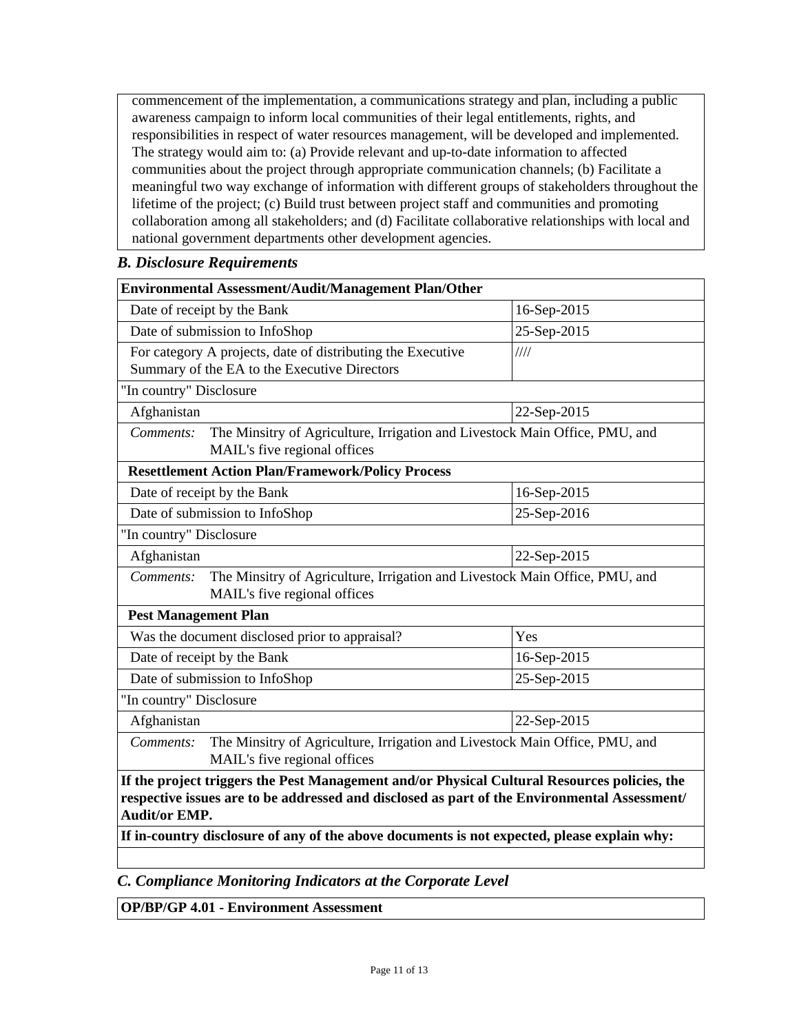commencement of the implementation, a communications strategy and plan, including a public awareness campaign to inform local communities of their legal entitlements, rights, and responsibilities in respect of water resources management, will be developed and implemented. The strategy would aim to: (a) Provide relevant and up-to-date information to affected communities about the project through appropriate communication channels; (b) Facilitate a meaningful two way exchange of information with different groups of stakeholders throughout the lifetime of the project; (c) Build trust between project staff and communities and promoting collaboration among all stakeholders; and (d) Facilitate collaborative relationships with local and national government departments other development agencies.

### *B. Disclosure Requirements*

| **Environmental Assessment/Audit/Management Plan/Other** | |
|---|---|
| Date of receipt by the Bank | 16-Sep-2015 |
| Date of submission to InfoShop | 25-Sep-2015 |
| For category A projects, date of distributing the Executive Summary of the EA to the Executive Directors | //// |
| "In country" Disclosure | |
| Afghanistan | 22-Sep-2015 |
| *Comments:* The Minsitry of Agriculture, Irrigation and Livestock Main Office, PMU, and MAIL's five regional offices | |
| **Resettlement Action Plan/Framework/Policy Process** | |
| Date of receipt by the Bank | 16-Sep-2015 |
| Date of submission to InfoShop | 25-Sep-2016 |
| "In country" Disclosure | |
| Afghanistan | 22-Sep-2015 |
| *Comments:* The Minsitry of Agriculture, Irrigation and Livestock Main Office, PMU, and MAIL's five regional offices | |
| **Pest Management Plan** | |
| Was the document disclosed prior to appraisal? | Yes |
| Date of receipt by the Bank | 16-Sep-2015 |
| Date of submission to InfoShop | 25-Sep-2015 |
| "In country" Disclosure | |
| Afghanistan | 22-Sep-2015 |
| *Comments:* The Minsitry of Agriculture, Irrigation and Livestock Main Office, PMU, and MAIL's five regional offices | |
| **If the project triggers the Pest Management and/or Physical Cultural Resources policies, the respective issues are to be addressed and disclosed as part of the Environmental Assessment/ Audit/or EMP.** | |
| **If in-country disclosure of any of the above documents is not expected, please explain why:** | |
| | |

### *C. Compliance Monitoring Indicators at the Corporate Level*

| **OP/BP/GP 4.01 - Environment Assessment** |
|---|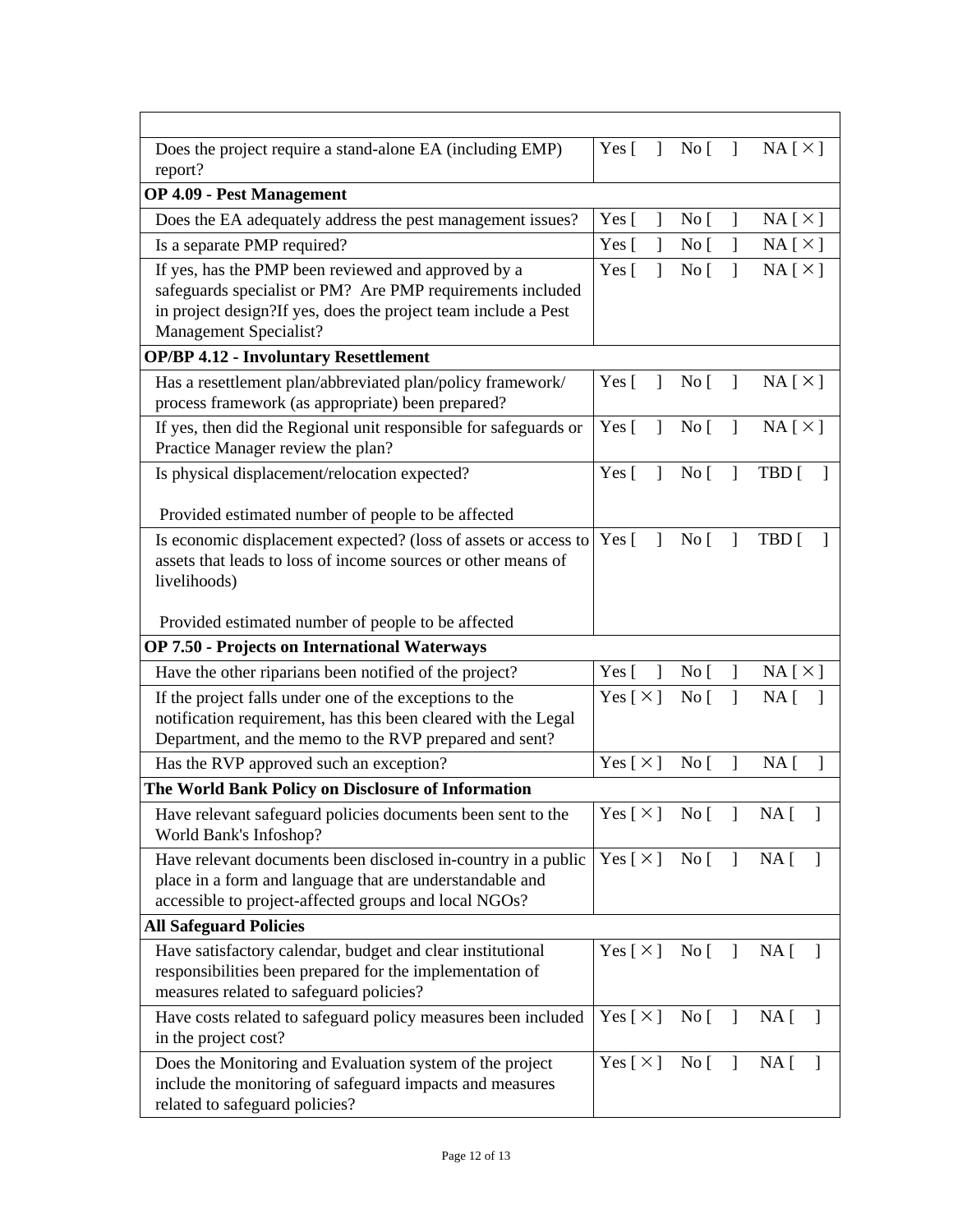| | |
|---|---|
| Does the project require a stand-alone EA (including EMP) report? | Yes [ ] No [ ] NA [ × ] |
| **OP 4.09 - Pest Management** | |
| Does the EA adequately address the pest management issues? | Yes [ ] No [ ] NA [ × ] |
| Is a separate PMP required? | Yes [ ] No [ ] NA [ × ] |
| If yes, has the PMP been reviewed and approved by a safeguards specialist or PM? Are PMP requirements included in project design?If yes, does the project team include a Pest Management Specialist? | Yes [ ] No [ ] NA [ × ] |
| **OP/BP 4.12 - Involuntary Resettlement** | |
| Has a resettlement plan/abbreviated plan/policy framework/ process framework (as appropriate) been prepared? | Yes [ ] No [ ] NA [ × ] |
| If yes, then did the Regional unit responsible for safeguards or Practice Manager review the plan? | Yes [ ] No [ ] NA [ × ] |
| Is physical displacement/relocation expected? <br><br> Provided estimated number of people to be affected | Yes [ ] No [ ] TBD [ ] |
| Is economic displacement expected? (loss of assets or access to assets that leads to loss of income sources or other means of livelihoods) <br><br> Provided estimated number of people to be affected | Yes [ ] No [ ] TBD [ ] |
| **OP 7.50 - Projects on International Waterways** | |
| Have the other riparians been notified of the project? | Yes [ ] No [ ] NA [ × ] |
| If the project falls under one of the exceptions to the notification requirement, has this been cleared with the Legal Department, and the memo to the RVP prepared and sent? | Yes [ × ] No [ ] NA [ ] |
| Has the RVP approved such an exception? | Yes [ × ] No [ ] NA [ ] |
| **The World Bank Policy on Disclosure of Information** | |
| Have relevant safeguard policies documents been sent to the World Bank's Infoshop? | Yes [ × ] No [ ] NA [ ] |
| Have relevant documents been disclosed in-country in a public place in a form and language that are understandable and accessible to project-affected groups and local NGOs? | Yes [ × ] No [ ] NA [ ] |
| **All Safeguard Policies** | |
| Have satisfactory calendar, budget and clear institutional responsibilities been prepared for the implementation of measures related to safeguard policies? | Yes [ × ] No [ ] NA [ ] |
| Have costs related to safeguard policy measures been included in the project cost? | Yes [ × ] No [ ] NA [ ] |
| Does the Monitoring and Evaluation system of the project include the monitoring of safeguard impacts and measures related to safeguard policies? | Yes [ × ] No [ ] NA [ ] |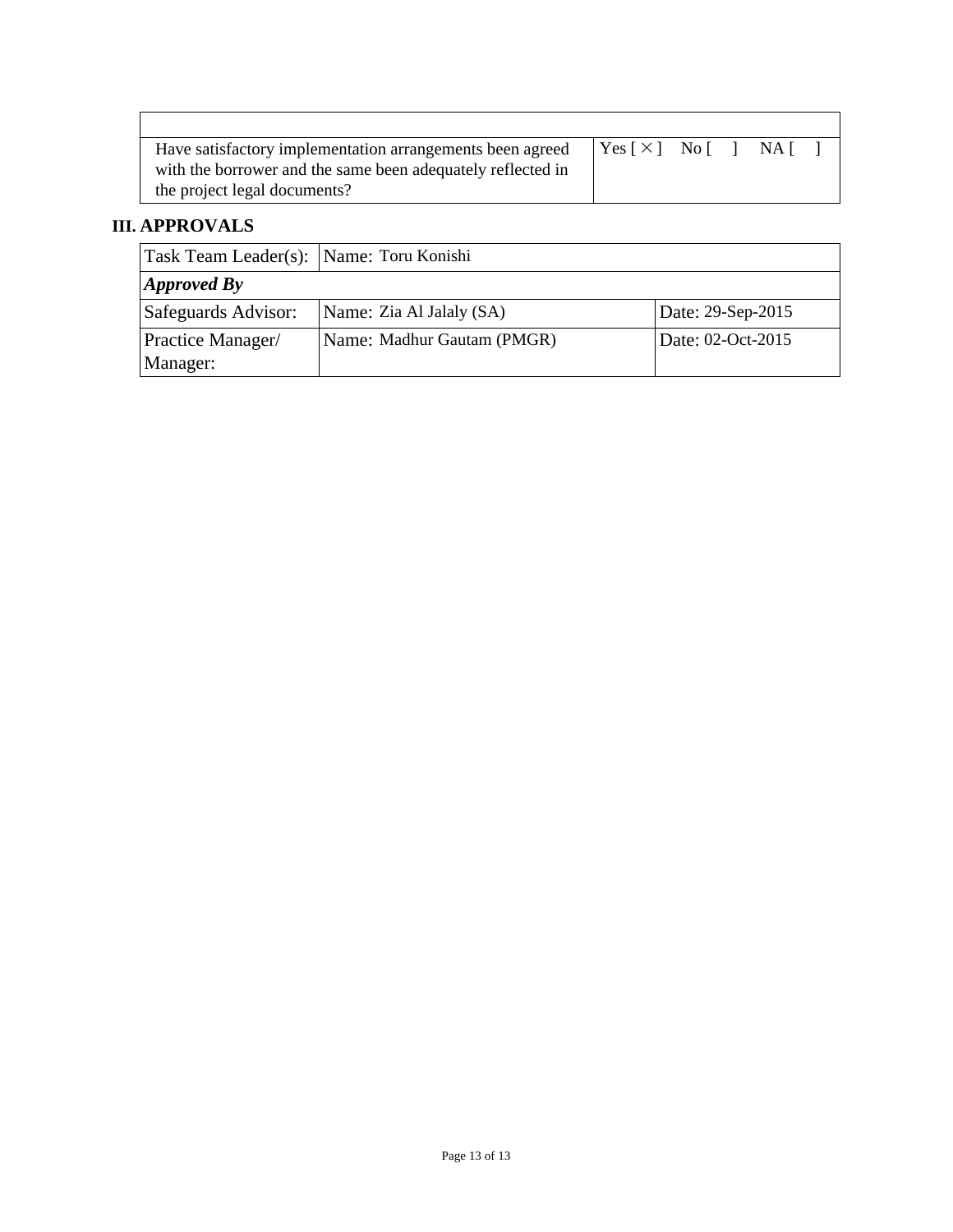| | |
|---|---|
| | |
| Have satisfactory implementation arrangements been agreed with the borrower and the same been adequately reflected in the project legal documents? | Yes [ × ] No [ ] NA [ ] |

## III. APPROVALS

| | | |
|---|---|---|
| Task Team Leader(s): | Name: Toru Konishi | |
| ***Approved By*** | | |
| Safeguards Advisor: | Name: Zia Al Jalaly (SA) | Date: 29-Sep-2015 |
| Practice Manager/ Manager: | Name: Madhur Gautam (PMGR) | Date: 02-Oct-2015 |